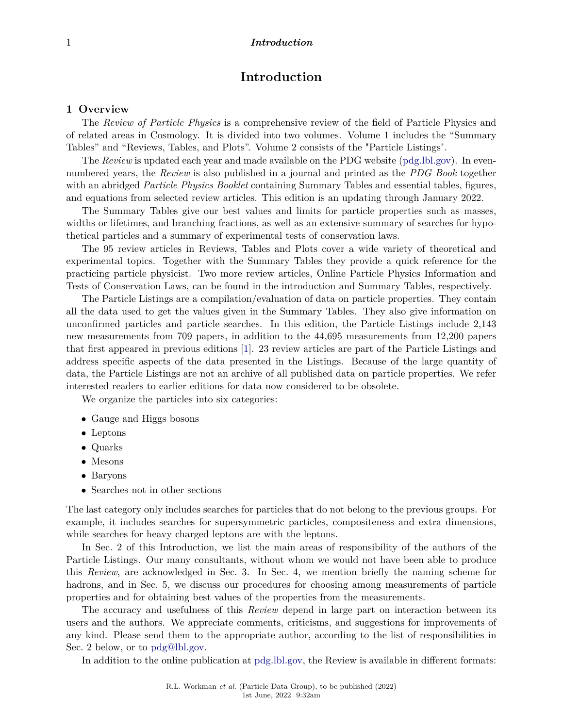# Introduction

## 1 Overview

The *Review of Particle Physics* is a comprehensive review of the field of Particle Physics and of related areas in Cosmology. It is divided into two volumes. Volume 1 includes the "Summary Tables" and "Reviews, Tables, and Plots". Volume 2 consists of the "Particle Listings".

The *Review* is updated each year and made available on the PDG website (pdg.lbl.gov). In even-numbered years, the *Review* is also published in a journal and printed as the *PDG Book* together with an abridged *Particle Physics Booklet* containing Summary Tables and essential tables, figures, and equations from selected review articles. This edition is an updating through January 2022.

The Summary Tables give our best values and limits for particle properties such as masses, widths or lifetimes, and branching fractions, as well as an extensive summary of searches for hypothetical particles and a summary of experimental tests of conservation laws.

The 95 review articles in Reviews, Tables and Plots cover a wide variety of theoretical and experimental topics. Together with the Summary Tables they provide a quick reference for the practicing particle physicist. Two more review articles, Online Particle Physics Information and Tests of Conservation Laws, can be found in the introduction and Summary Tables, respectively.

The Particle Listings are a compilation/evaluation of data on particle properties. They contain all the data used to get the values given in the Summary Tables. They also give information on unconfirmed particles and particle searches. In this edition, the Particle Listings include 2,143 new measurements from 709 papers, in addition to the 44,695 measurements from 12,200 papers that first appeared in previous editions [1]. 23 review articles are part of the Particle Listings and address specific aspects of the data presented in the Listings. Because of the large quantity of data, the Particle Listings are not an archive of all published data on particle properties. We refer interested readers to earlier editions for data now considered to be obsolete.

We organize the particles into six categories:

- Gauge and Higgs bosons
- Leptons
- Quarks
- Mesons
- Baryons
- Searches not in other sections

The last category only includes searches for particles that do not belong to the previous groups. For example, it includes searches for supersymmetric particles, compositeness and extra dimensions, while searches for heavy charged leptons are with the leptons.

In Sec. 2 of this Introduction, we list the main areas of responsibility of the authors of the Particle Listings. Our many consultants, without whom we would not have been able to produce this *Review*, are acknowledged in Sec. 3. In Sec. 4, we mention briefly the naming scheme for hadrons, and in Sec. 5, we discuss our procedures for choosing among measurements of particle properties and for obtaining best values of the properties from the measurements.

The accuracy and usefulness of this *Review* depend in large part on interaction between its users and the authors. We appreciate comments, criticisms, and suggestions for improvements of any kind. Please send them to the appropriate author, according to the list of responsibilities in Sec. 2 below, or to pdg@lbl.gov.

In addition to the online publication at pdg.lbl.gov, the Review is available in different formats: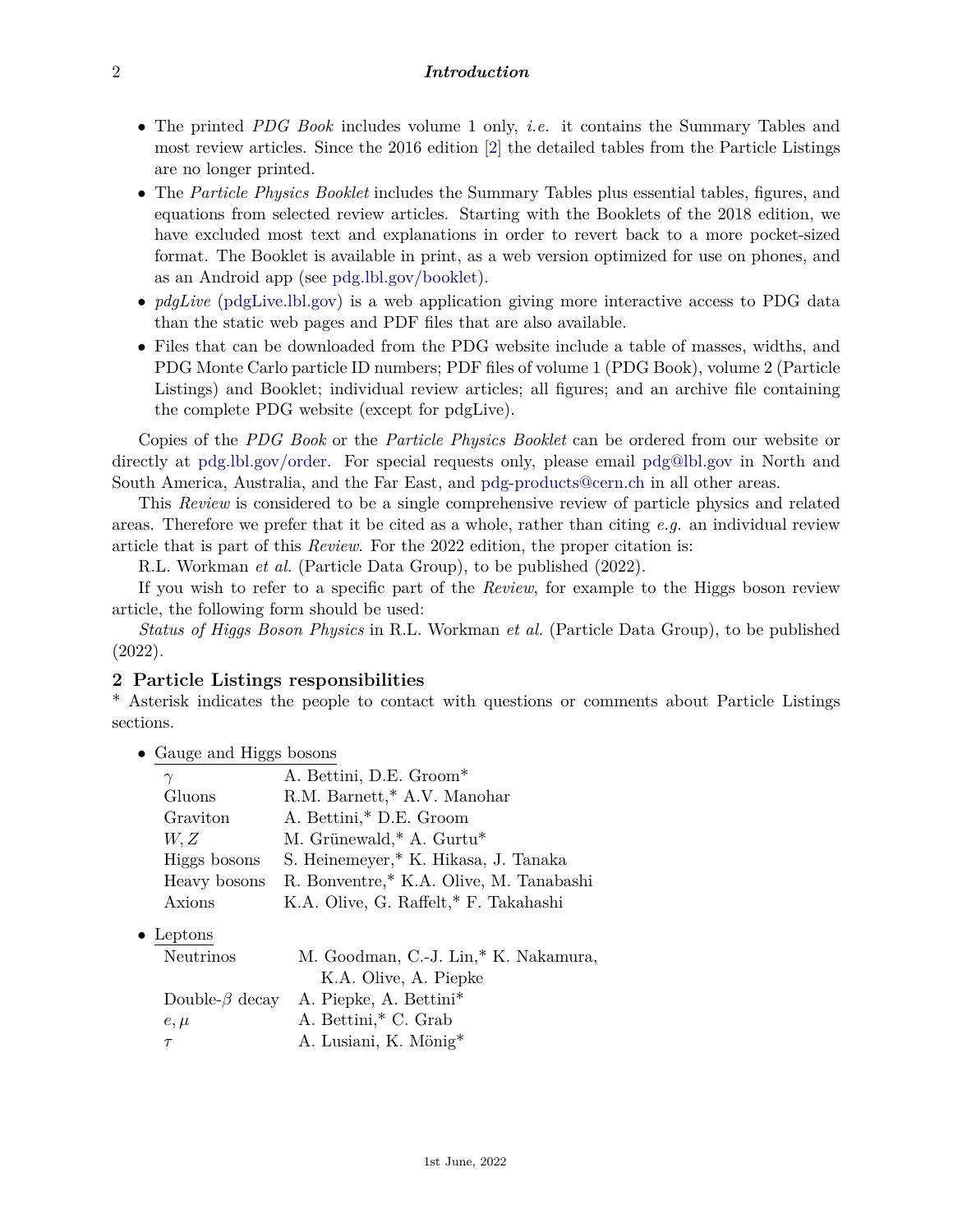- The printed *PDG Book* includes volume 1 only, *i.e.* it contains the Summary Tables and most review articles. Since the 2016 edition [2] the detailed tables from the Particle Listings are no longer printed.
- The *Particle Physics Booklet* includes the Summary Tables plus essential tables, figures, and equations from selected review articles. Starting with the Booklets of the 2018 edition, we have excluded most text and explanations in order to revert back to a more pocket-sized format. The Booklet is available in print, as a web version optimized for use on phones, and as an Android app (see pdg.lbl.gov/booklet).
- *pdgLive* (pdgLive.lbl.gov) is a web application giving more interactive access to PDG data than the static web pages and PDF files that are also available.
- Files that can be downloaded from the PDG website include a table of masses, widths, and PDG Monte Carlo particle ID numbers; PDF files of volume 1 (PDG Book), volume 2 (Particle Listings) and Booklet; individual review articles; all figures; and an archive file containing the complete PDG website (except for pdgLive).

Copies of the *PDG Book* or the *Particle Physics Booklet* can be ordered from our website or directly at pdg.lbl.gov/order. For special requests only, please email pdg@lbl.gov in North and South America, Australia, and the Far East, and pdg-products@cern.ch in all other areas.

This *Review* is considered to be a single comprehensive review of particle physics and related areas. Therefore we prefer that it be cited as a whole, rather than citing *e.g.* an individual review article that is part of this *Review*. For the 2022 edition, the proper citation is:

R.L. Workman *et al.* (Particle Data Group), to be published (2022).

If you wish to refer to a specific part of the *Review*, for example to the Higgs boson review article, the following form should be used:

*Status of Higgs Boson Physics* in R.L. Workman *et al.* (Particle Data Group), to be published (2022).

## 2 Particle Listings responsibilities

* Asterisk indicates the people to contact with questions or comments about Particle Listings sections.

- Gauge and Higgs bosons

| | |
|---|---|
| $\gamma$ | A. Bettini, D.E. Groom* |
| Gluons | R.M. Barnett,* A.V. Manohar |
| Graviton | A. Bettini,* D.E. Groom |
| $W, Z$ | M. Grünewald,* A. Gurtu* |
| Higgs bosons | S. Heinemeyer,* K. Hikasa, J. Tanaka |
| Heavy bosons | R. Bonventre,* K.A. Olive, M. Tanabashi |
| Axions | K.A. Olive, G. Raffelt,* F. Takahashi |

- Leptons

| | |
|---|---|
| Neutrinos | M. Goodman, C.-J. Lin,* K. Nakamura, K.A. Olive, A. Piepke |
| Double-$\beta$ decay | A. Piepke, A. Bettini* |
| $e, \mu$ | A. Bettini,* C. Grab |
| $\tau$ | A. Lusiani, K. Mönig* |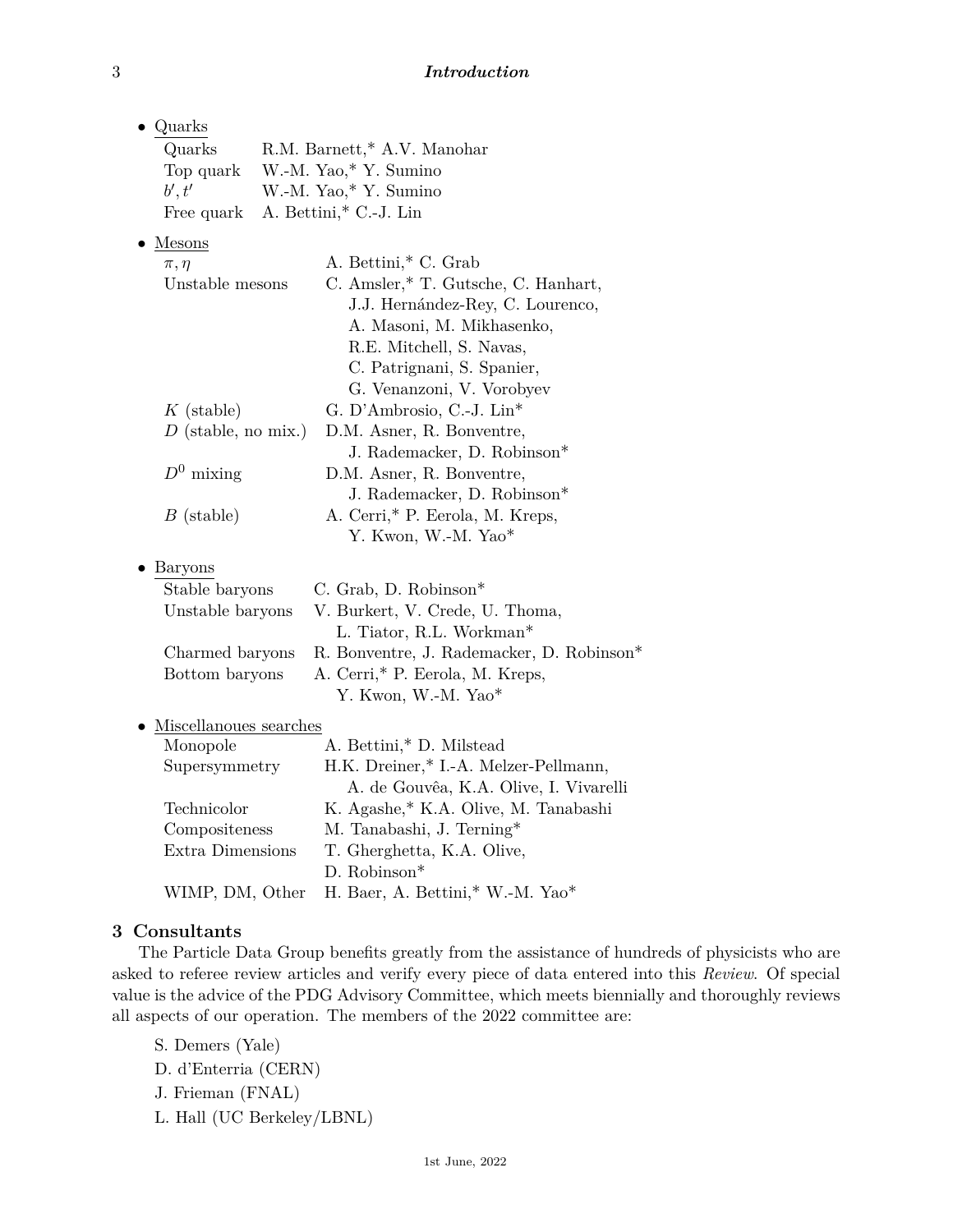- Quarks

| | |
|---|---|
| Quarks | R.M. Barnett,* A.V. Manohar |
| Top quark | W.-M. Yao,* Y. Sumino |
| $b', t'$ | W.-M. Yao,* Y. Sumino |
| Free quark | A. Bettini,* C.-J. Lin |

- Mesons

| | |
|---|---|
| $\pi, \eta$ | A. Bettini,* C. Grab |
| Unstable mesons | C. Amsler,* T. Gutsche, C. Hanhart, J.J. Hernández-Rey, C. Lourenco, A. Masoni, M. Mikhasenko, R.E. Mitchell, S. Navas, C. Patrignani, S. Spanier, G. Venanzoni, V. Vorobyev |
| $K$ (stable) | G. D'Ambrosio, C.-J. Lin* |
| $D$ (stable, no mix.) | D.M. Asner, R. Bonventre, J. Rademacker, D. Robinson* |
| $D^0$ mixing | D.M. Asner, R. Bonventre, J. Rademacker, D. Robinson* |
| $B$ (stable) | A. Cerri,* P. Eerola, M. Kreps, Y. Kwon, W.-M. Yao* |

- Baryons

| | |
|---|---|
| Stable baryons | C. Grab, D. Robinson* |
| Unstable baryons | V. Burkert, V. Crede, U. Thoma, L. Tiator, R.L. Workman* |
| Charmed baryons | R. Bonventre, J. Rademacker, D. Robinson* |
| Bottom baryons | A. Cerri,* P. Eerola, M. Kreps, Y. Kwon, W.-M. Yao* |

- Miscellanoues searches

| | |
|---|---|
| Monopole | A. Bettini,* D. Milstead |
| Supersymmetry | H.K. Dreiner,* I.-A. Melzer-Pellmann, A. de Gouvêa, K.A. Olive, I. Vivarelli |
| Technicolor | K. Agashe,* K.A. Olive, M. Tanabashi |
| Compositeness | M. Tanabashi, J. Terning* |
| Extra Dimensions | T. Gherghetta, K.A. Olive, D. Robinson* |
| WIMP, DM, Other | H. Baer, A. Bettini,* W.-M. Yao* |

## 3 Consultants

The Particle Data Group benefits greatly from the assistance of hundreds of physicists who are asked to referee review articles and verify every piece of data entered into this *Review*. Of special value is the advice of the PDG Advisory Committee, which meets biennially and thoroughly reviews all aspects of our operation. The members of the 2022 committee are:

S. Demers (Yale)
D. d'Enterria (CERN)
J. Frieman (FNAL)
L. Hall (UC Berkeley/LBNL)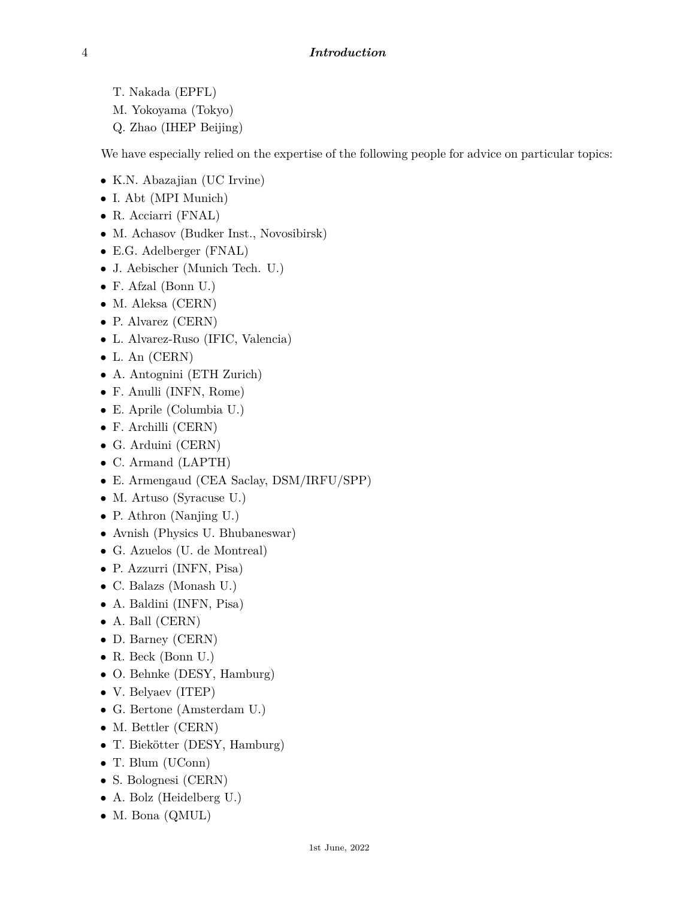T. Nakada (EPFL)
M. Yokoyama (Tokyo)
Q. Zhao (IHEP Beijing)

We have especially relied on the expertise of the following people for advice on particular topics:

- K.N. Abazajian (UC Irvine)
- I. Abt (MPI Munich)
- R. Acciarri (FNAL)
- M. Achasov (Budker Inst., Novosibirsk)
- E.G. Adelberger (FNAL)
- J. Aebischer (Munich Tech. U.)
- F. Afzal (Bonn U.)
- M. Aleksa (CERN)
- P. Alvarez (CERN)
- L. Alvarez-Ruso (IFIC, Valencia)
- L. An (CERN)
- A. Antognini (ETH Zurich)
- F. Anulli (INFN, Rome)
- E. Aprile (Columbia U.)
- F. Archilli (CERN)
- G. Arduini (CERN)
- C. Armand (LAPTH)
- E. Armengaud (CEA Saclay, DSM/IRFU/SPP)
- M. Artuso (Syracuse U.)
- P. Athron (Nanjing U.)
- Avnish (Physics U. Bhubaneswar)
- G. Azuelos (U. de Montreal)
- P. Azzurri (INFN, Pisa)
- C. Balazs (Monash U.)
- A. Baldini (INFN, Pisa)
- A. Ball (CERN)
- D. Barney (CERN)
- R. Beck (Bonn U.)
- O. Behnke (DESY, Hamburg)
- V. Belyaev (ITEP)
- G. Bertone (Amsterdam U.)
- M. Bettler (CERN)
- T. Biekötter (DESY, Hamburg)
- T. Blum (UConn)
- S. Bolognesi (CERN)
- A. Bolz (Heidelberg U.)
- M. Bona (QMUL)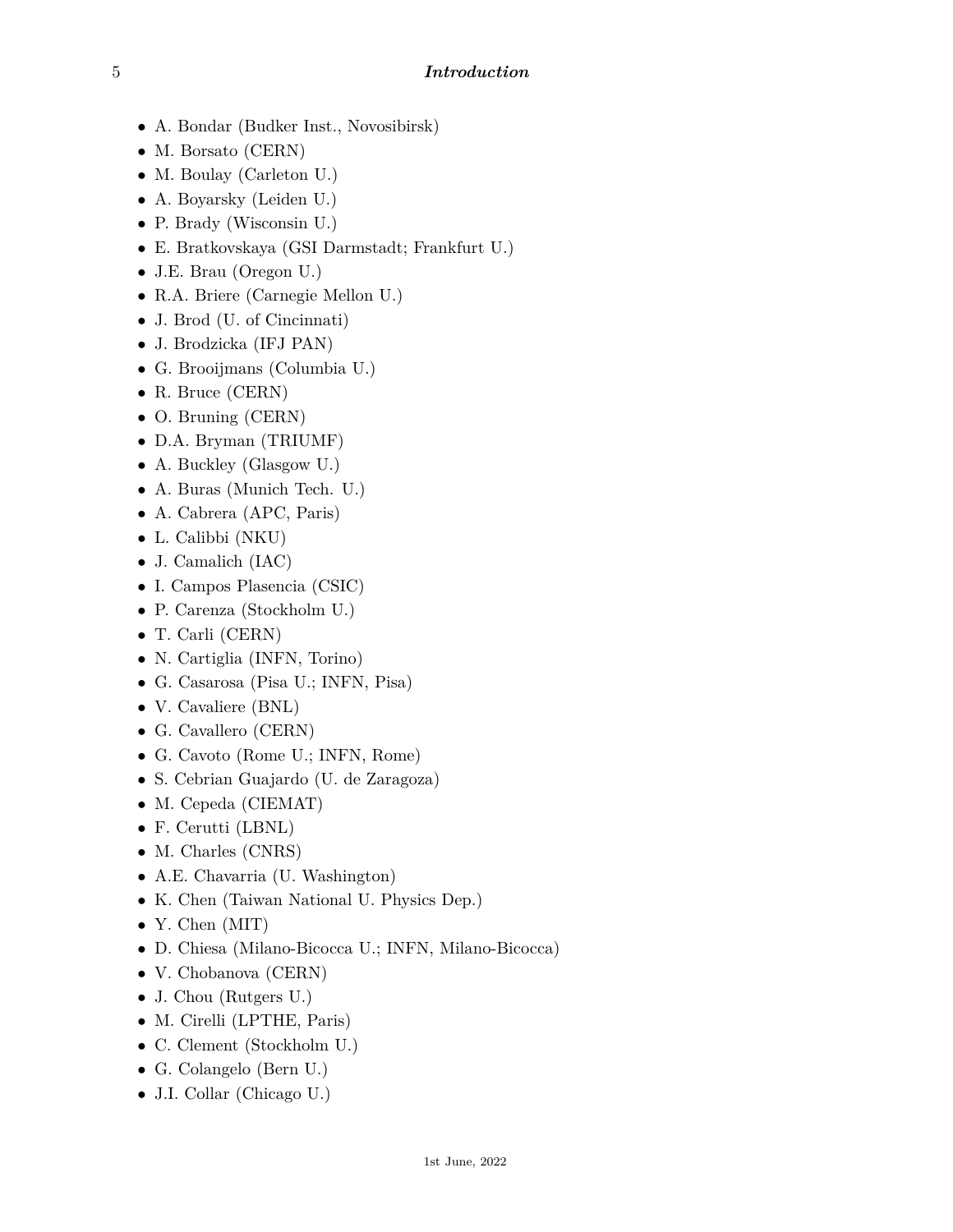- A. Bondar (Budker Inst., Novosibirsk)
- M. Borsato (CERN)
- M. Boulay (Carleton U.)
- A. Boyarsky (Leiden U.)
- P. Brady (Wisconsin U.)
- E. Bratkovskaya (GSI Darmstadt; Frankfurt U.)
- J.E. Brau (Oregon U.)
- R.A. Briere (Carnegie Mellon U.)
- J. Brod (U. of Cincinnati)
- J. Brodzicka (IFJ PAN)
- G. Brooijmans (Columbia U.)
- R. Bruce (CERN)
- O. Bruning (CERN)
- D.A. Bryman (TRIUMF)
- A. Buckley (Glasgow U.)
- A. Buras (Munich Tech. U.)
- A. Cabrera (APC, Paris)
- L. Calibbi (NKU)
- J. Camalich (IAC)
- I. Campos Plasencia (CSIC)
- P. Carenza (Stockholm U.)
- T. Carli (CERN)
- N. Cartiglia (INFN, Torino)
- G. Casarosa (Pisa U.; INFN, Pisa)
- V. Cavaliere (BNL)
- G. Cavallero (CERN)
- G. Cavoto (Rome U.; INFN, Rome)
- S. Cebrian Guajardo (U. de Zaragoza)
- M. Cepeda (CIEMAT)
- F. Cerutti (LBNL)
- M. Charles (CNRS)
- A.E. Chavarria (U. Washington)
- K. Chen (Taiwan National U. Physics Dep.)
- Y. Chen (MIT)
- D. Chiesa (Milano-Bicocca U.; INFN, Milano-Bicocca)
- V. Chobanova (CERN)
- J. Chou (Rutgers U.)
- M. Cirelli (LPTHE, Paris)
- C. Clement (Stockholm U.)
- G. Colangelo (Bern U.)
- J.I. Collar (Chicago U.)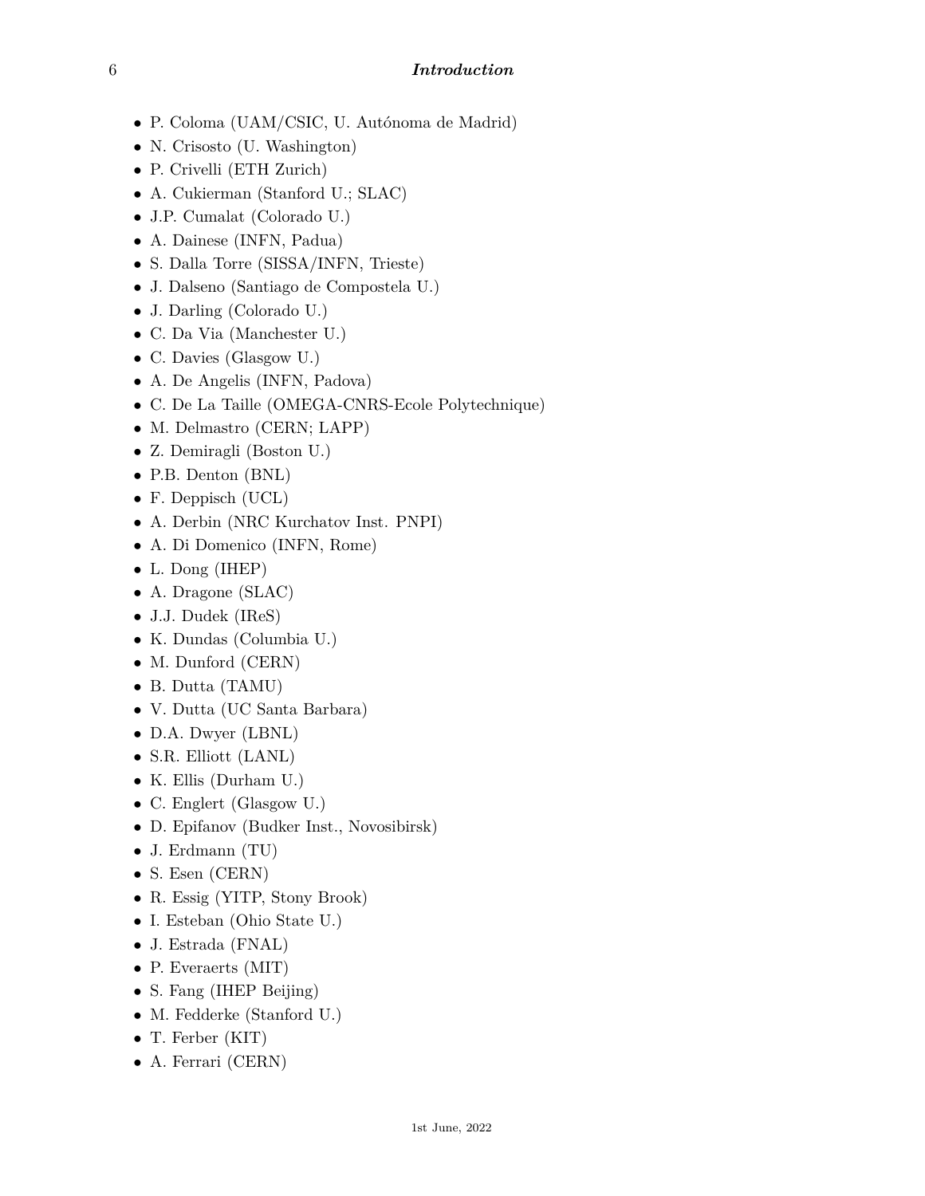- P. Coloma (UAM/CSIC, U. Autónoma de Madrid)
- N. Crisosto (U. Washington)
- P. Crivelli (ETH Zurich)
- A. Cukierman (Stanford U.; SLAC)
- J.P. Cumalat (Colorado U.)
- A. Dainese (INFN, Padua)
- S. Dalla Torre (SISSA/INFN, Trieste)
- J. Dalseno (Santiago de Compostela U.)
- J. Darling (Colorado U.)
- C. Da Via (Manchester U.)
- C. Davies (Glasgow U.)
- A. De Angelis (INFN, Padova)
- C. De La Taille (OMEGA-CNRS-Ecole Polytechnique)
- M. Delmastro (CERN; LAPP)
- Z. Demiragli (Boston U.)
- P.B. Denton (BNL)
- F. Deppisch (UCL)
- A. Derbin (NRC Kurchatov Inst. PNPI)
- A. Di Domenico (INFN, Rome)
- L. Dong (IHEP)
- A. Dragone (SLAC)
- J.J. Dudek (IReS)
- K. Dundas (Columbia U.)
- M. Dunford (CERN)
- B. Dutta (TAMU)
- V. Dutta (UC Santa Barbara)
- D.A. Dwyer (LBNL)
- S.R. Elliott (LANL)
- K. Ellis (Durham U.)
- C. Englert (Glasgow U.)
- D. Epifanov (Budker Inst., Novosibirsk)
- J. Erdmann (TU)
- S. Esen (CERN)
- R. Essig (YITP, Stony Brook)
- I. Esteban (Ohio State U.)
- J. Estrada (FNAL)
- P. Everaerts (MIT)
- S. Fang (IHEP Beijing)
- M. Fedderke (Stanford U.)
- T. Ferber (KIT)
- A. Ferrari (CERN)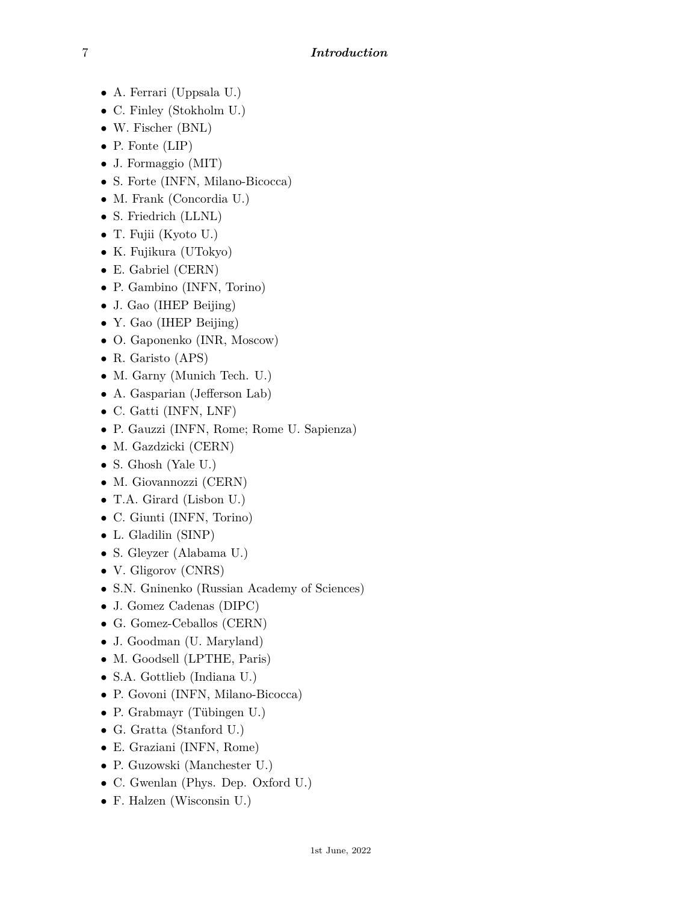- A. Ferrari (Uppsala U.)
- C. Finley (Stokholm U.)
- W. Fischer (BNL)
- P. Fonte (LIP)
- J. Formaggio (MIT)
- S. Forte (INFN, Milano-Bicocca)
- M. Frank (Concordia U.)
- S. Friedrich (LLNL)
- T. Fujii (Kyoto U.)
- K. Fujikura (UTokyo)
- E. Gabriel (CERN)
- P. Gambino (INFN, Torino)
- J. Gao (IHEP Beijing)
- Y. Gao (IHEP Beijing)
- O. Gaponenko (INR, Moscow)
- R. Garisto (APS)
- M. Garny (Munich Tech. U.)
- A. Gasparian (Jefferson Lab)
- C. Gatti (INFN, LNF)
- P. Gauzzi (INFN, Rome; Rome U. Sapienza)
- M. Gazdzicki (CERN)
- S. Ghosh (Yale U.)
- M. Giovannozzi (CERN)
- T.A. Girard (Lisbon U.)
- C. Giunti (INFN, Torino)
- L. Gladilin (SINP)
- S. Gleyzer (Alabama U.)
- V. Gligorov (CNRS)
- S.N. Gninenko (Russian Academy of Sciences)
- J. Gomez Cadenas (DIPC)
- G. Gomez-Ceballos (CERN)
- J. Goodman (U. Maryland)
- M. Goodsell (LPTHE, Paris)
- S.A. Gottlieb (Indiana U.)
- P. Govoni (INFN, Milano-Bicocca)
- P. Grabmayr (Tübingen U.)
- G. Gratta (Stanford U.)
- E. Graziani (INFN, Rome)
- P. Guzowski (Manchester U.)
- C. Gwenlan (Phys. Dep. Oxford U.)
- F. Halzen (Wisconsin U.)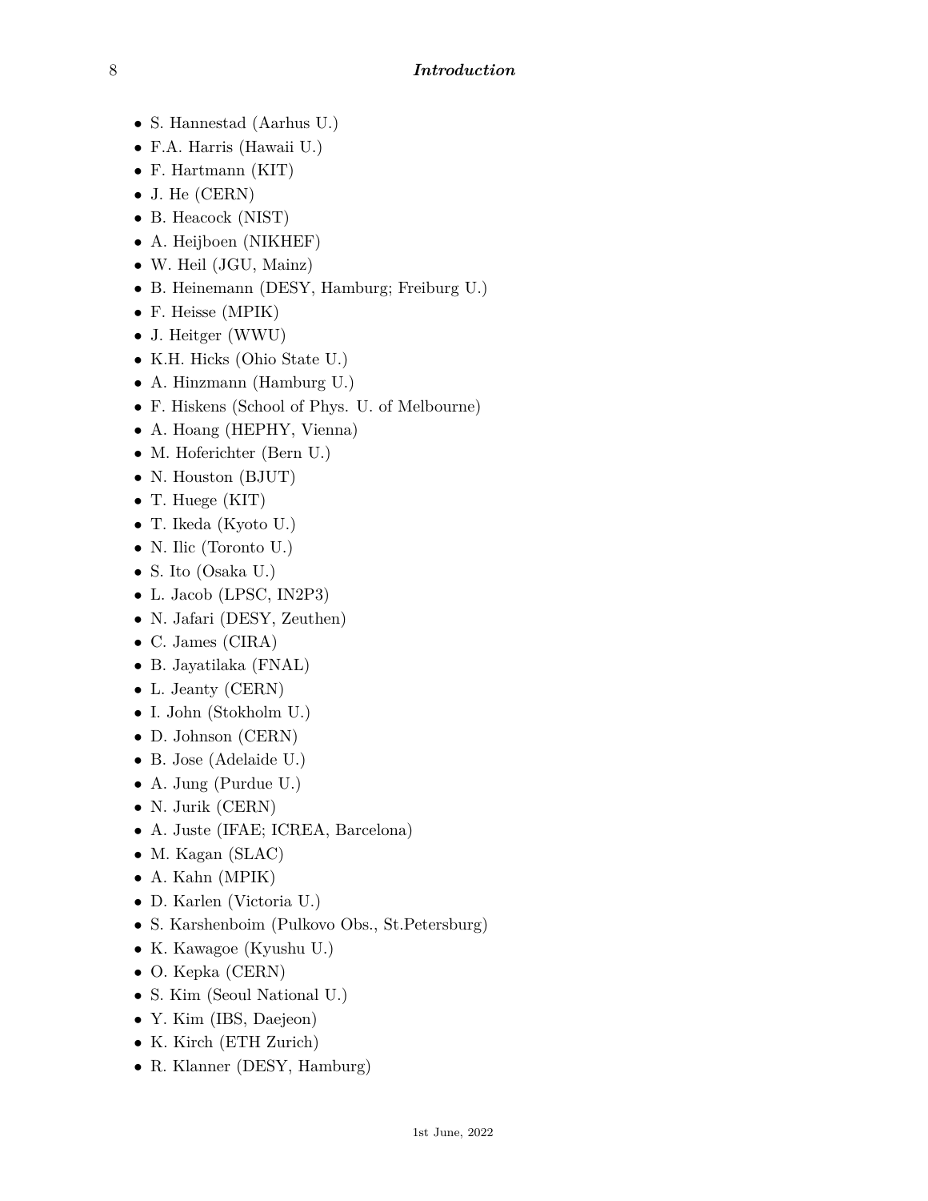- S. Hannestad (Aarhus U.)
- F.A. Harris (Hawaii U.)
- F. Hartmann (KIT)
- J. He (CERN)
- B. Heacock (NIST)
- A. Heijboer (NIKHEF)
- W. Heil (JGU, Mainz)
- B. Heinemann (DESY, Hamburg; Freiburg U.)
- F. Heisse (MPIK)
- J. Heitger (WWU)
- K.H. Hicks (Ohio State U.)
- A. Hinzmann (Hamburg U.)
- F. Hiskens (School of Phys. U. of Melbourne)
- A. Hoang (HEPHY, Vienna)
- M. Hoferichter (Bern U.)
- N. Houston (BJUT)
- T. Huege (KIT)
- T. Ikeda (Kyoto U.)
- N. Ilic (Toronto U.)
- S. Ito (Osaka U.)
- L. Jacob (LPSC, IN2P3)
- N. Jafari (DESY, Zeuthen)
- C. James (CIRA)
- B. Jayatilaka (FNAL)
- L. Jeanty (CERN)
- I. John (Stokholm U.)
- D. Johnson (CERN)
- B. Jose (Adelaide U.)
- A. Jung (Purdue U.)
- N. Jurik (CERN)
- A. Juste (IFAE; ICREA, Barcelona)
- M. Kagan (SLAC)
- A. Kahn (MPIK)
- D. Karlen (Victoria U.)
- S. Karshenboim (Pulkovo Obs., St.Petersburg)
- K. Kawagoe (Kyushu U.)
- O. Kepka (CERN)
- S. Kim (Seoul National U.)
- Y. Kim (IBS, Daejeon)
- K. Kirch (ETH Zurich)
- R. Klanner (DESY, Hamburg)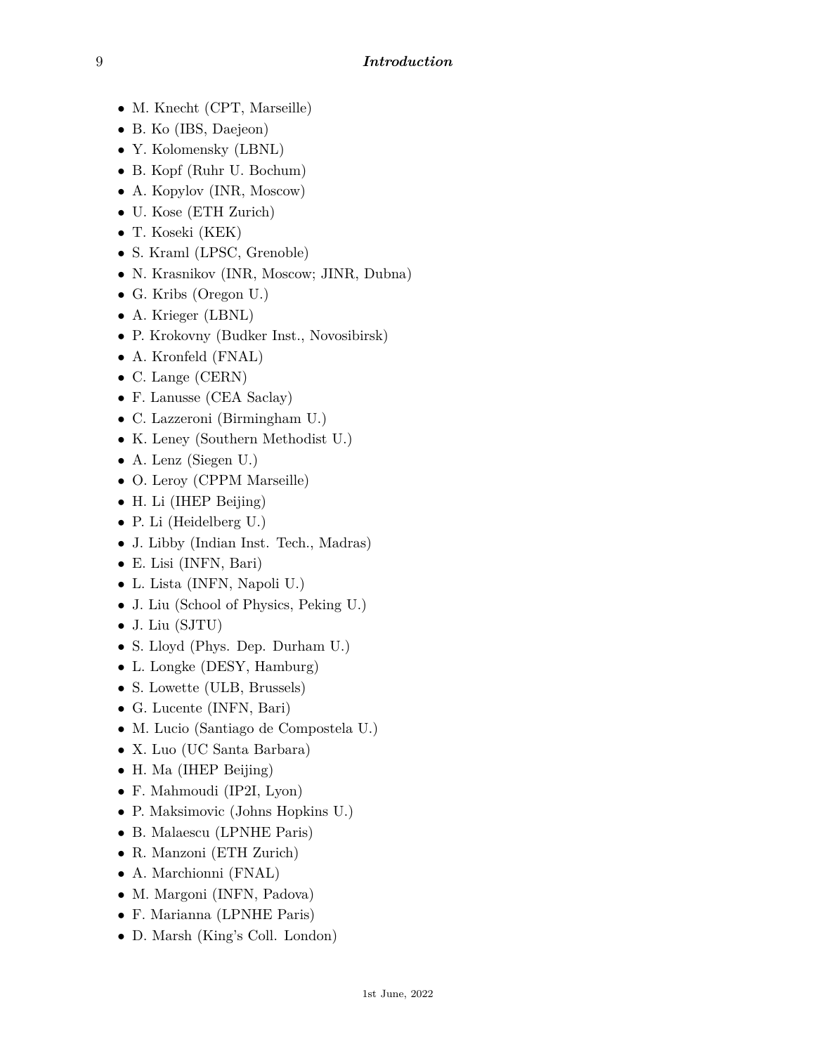- M. Knecht (CPT, Marseille)
- B. Ko (IBS, Daejeon)
- Y. Kolomensky (LBNL)
- B. Kopf (Ruhr U. Bochum)
- A. Kopylov (INR, Moscow)
- U. Kose (ETH Zurich)
- T. Koseki (KEK)
- S. Kraml (LPSC, Grenoble)
- N. Krasnikov (INR, Moscow; JINR, Dubna)
- G. Kribs (Oregon U.)
- A. Krieger (LBNL)
- P. Krokovny (Budker Inst., Novosibirsk)
- A. Kronfeld (FNAL)
- C. Lange (CERN)
- F. Lanusse (CEA Saclay)
- C. Lazzeroni (Birmingham U.)
- K. Leney (Southern Methodist U.)
- A. Lenz (Siegen U.)
- O. Leroy (CPPM Marseille)
- H. Li (IHEP Beijing)
- P. Li (Heidelberg U.)
- J. Libby (Indian Inst. Tech., Madras)
- E. Lisi (INFN, Bari)
- L. Lista (INFN, Napoli U.)
- J. Liu (School of Physics, Peking U.)
- J. Liu (SJTU)
- S. Lloyd (Phys. Dep. Durham U.)
- L. Longke (DESY, Hamburg)
- S. Lowette (ULB, Brussels)
- G. Lucente (INFN, Bari)
- M. Lucio (Santiago de Compostela U.)
- X. Luo (UC Santa Barbara)
- H. Ma (IHEP Beijing)
- F. Mahmoudi (IP2I, Lyon)
- P. Maksimovic (Johns Hopkins U.)
- B. Malaescu (LPNHE Paris)
- R. Manzoni (ETH Zurich)
- A. Marchionni (FNAL)
- M. Margoni (INFN, Padova)
- F. Marianna (LPNHE Paris)
- D. Marsh (King's Coll. London)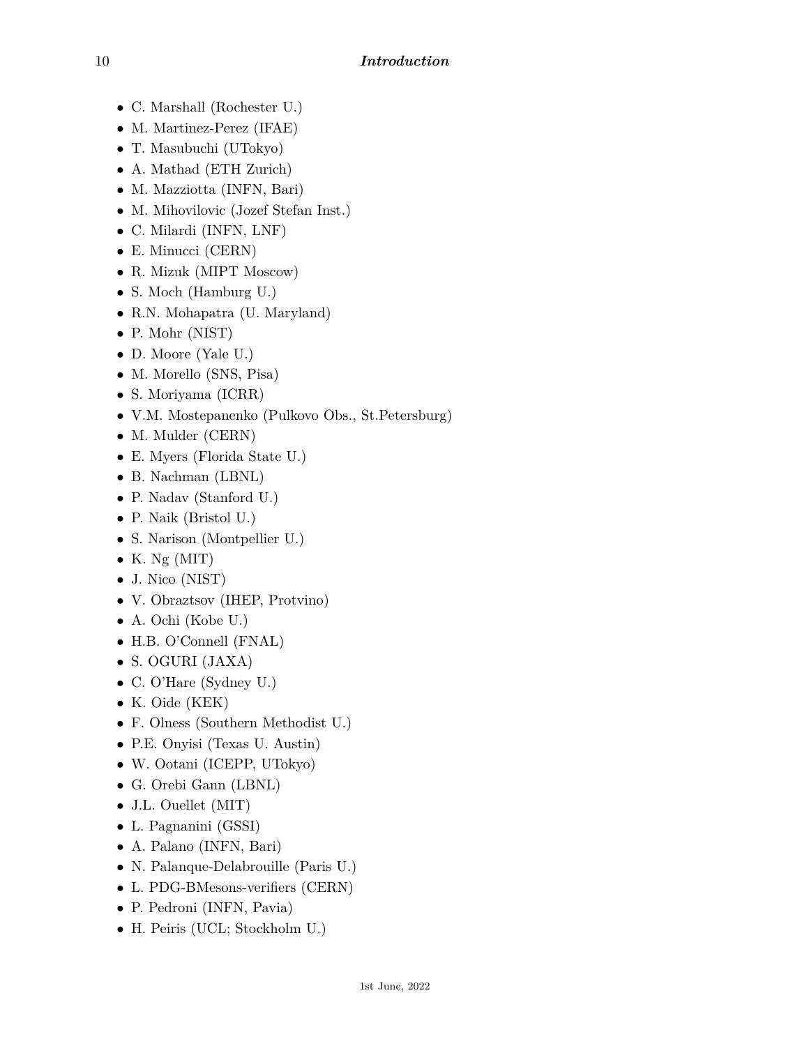- C. Marshall (Rochester U.)
- M. Martinez-Perez (IFAE)
- T. Masubuchi (UTokyo)
- A. Mathad (ETH Zurich)
- M. Mazziotta (INFN, Bari)
- M. Mihovilovic (Jozef Stefan Inst.)
- C. Milardi (INFN, LNF)
- E. Minucci (CERN)
- R. Mizuk (MIPT Moscow)
- S. Moch (Hamburg U.)
- R.N. Mohapatra (U. Maryland)
- P. Mohr (NIST)
- D. Moore (Yale U.)
- M. Morello (SNS, Pisa)
- S. Moriyama (ICRR)
- V.M. Mostepanenko (Pulkovo Obs., St.Petersburg)
- M. Mulder (CERN)
- E. Myers (Florida State U.)
- B. Nachman (LBNL)
- P. Nadav (Stanford U.)
- P. Naik (Bristol U.)
- S. Narison (Montpellier U.)
- K. Ng (MIT)
- J. Nico (NIST)
- V. Obraztsov (IHEP, Protvino)
- A. Ochi (Kobe U.)
- H.B. O'Connell (FNAL)
- S. OGURI (JAXA)
- C. O'Hare (Sydney U.)
- K. Oide (KEK)
- F. Olness (Southern Methodist U.)
- P.E. Onyisi (Texas U. Austin)
- W. Ootani (ICEPP, UTokyo)
- G. Orebi Gann (LBNL)
- J.L. Ouellet (MIT)
- L. Pagnanini (GSSI)
- A. Palano (INFN, Bari)
- N. Palanque-Delabrouille (Paris U.)
- L. PDG-BMesons-verifiers (CERN)
- P. Pedroni (INFN, Pavia)
- H. Peiris (UCL; Stockholm U.)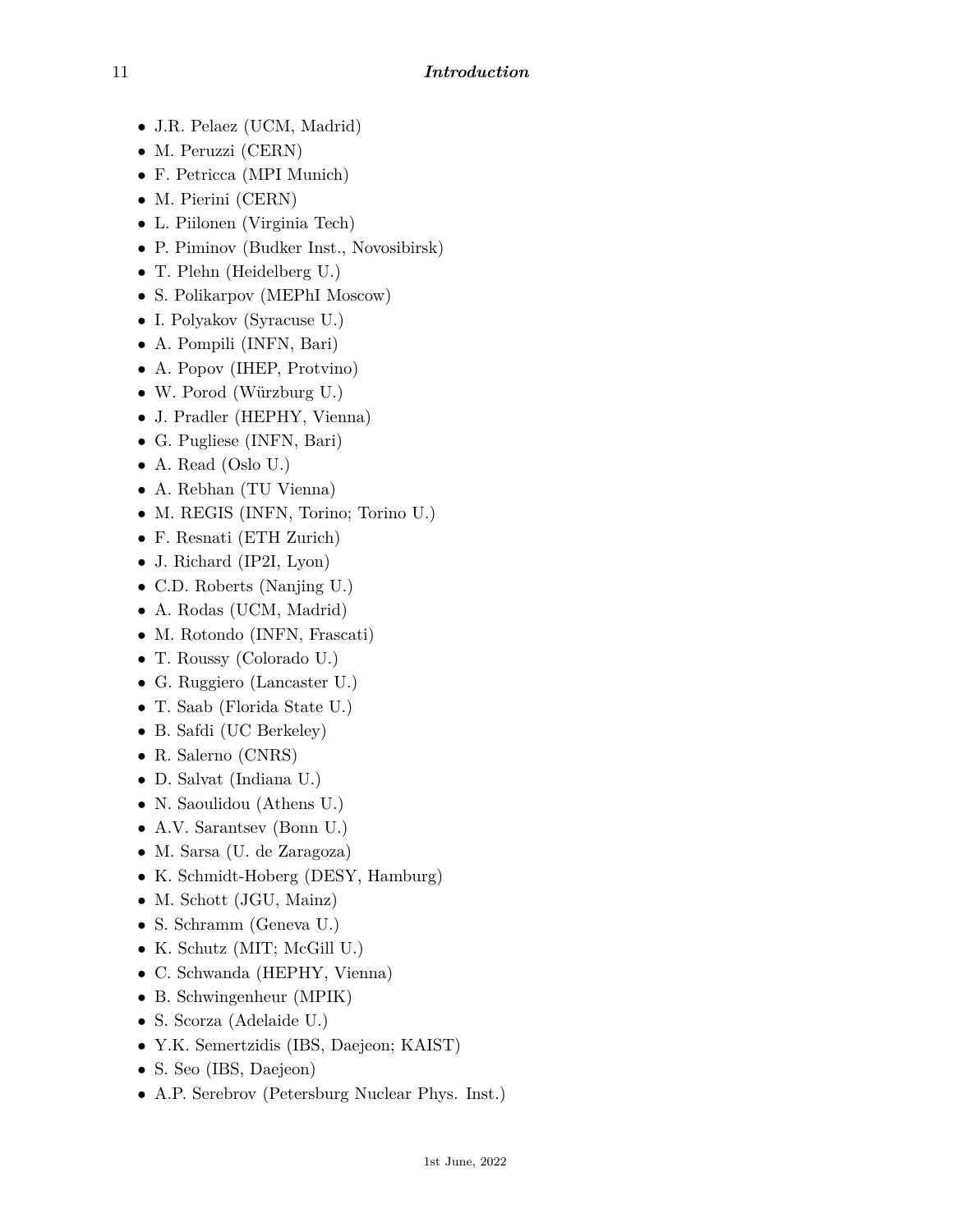- J.R. Pelaez (UCM, Madrid)
- M. Peruzzi (CERN)
- F. Petricca (MPI Munich)
- M. Pierini (CERN)
- L. Piilonen (Virginia Tech)
- P. Piminov (Budker Inst., Novosibirsk)
- T. Plehn (Heidelberg U.)
- S. Polikarpov (MEPhI Moscow)
- I. Polyakov (Syracuse U.)
- A. Pompili (INFN, Bari)
- A. Popov (IHEP, Protvino)
- W. Porod (Würzburg U.)
- J. Pradler (HEPHY, Vienna)
- G. Pugliese (INFN, Bari)
- A. Read (Oslo U.)
- A. Rebhan (TU Vienna)
- M. REGIS (INFN, Torino; Torino U.)
- F. Resnati (ETH Zurich)
- J. Richard (IP2I, Lyon)
- C.D. Roberts (Nanjing U.)
- A. Rodas (UCM, Madrid)
- M. Rotondo (INFN, Frascati)
- T. Roussy (Colorado U.)
- G. Ruggiero (Lancaster U.)
- T. Saab (Florida State U.)
- B. Safdi (UC Berkeley)
- R. Salerno (CNRS)
- D. Salvat (Indiana U.)
- N. Saoulidou (Athens U.)
- A.V. Sarantsev (Bonn U.)
- M. Sarsa (U. de Zaragoza)
- K. Schmidt-Hoberg (DESY, Hamburg)
- M. Schott (JGU, Mainz)
- S. Schramm (Geneva U.)
- K. Schutz (MIT; McGill U.)
- C. Schwanda (HEPHY, Vienna)
- B. Schwingenheur (MPIK)
- S. Scorza (Adelaide U.)
- Y.K. Semertzidis (IBS, Daejeon; KAIST)
- S. Seo (IBS, Daejeon)
- A.P. Serebrov (Petersburg Nuclear Phys. Inst.)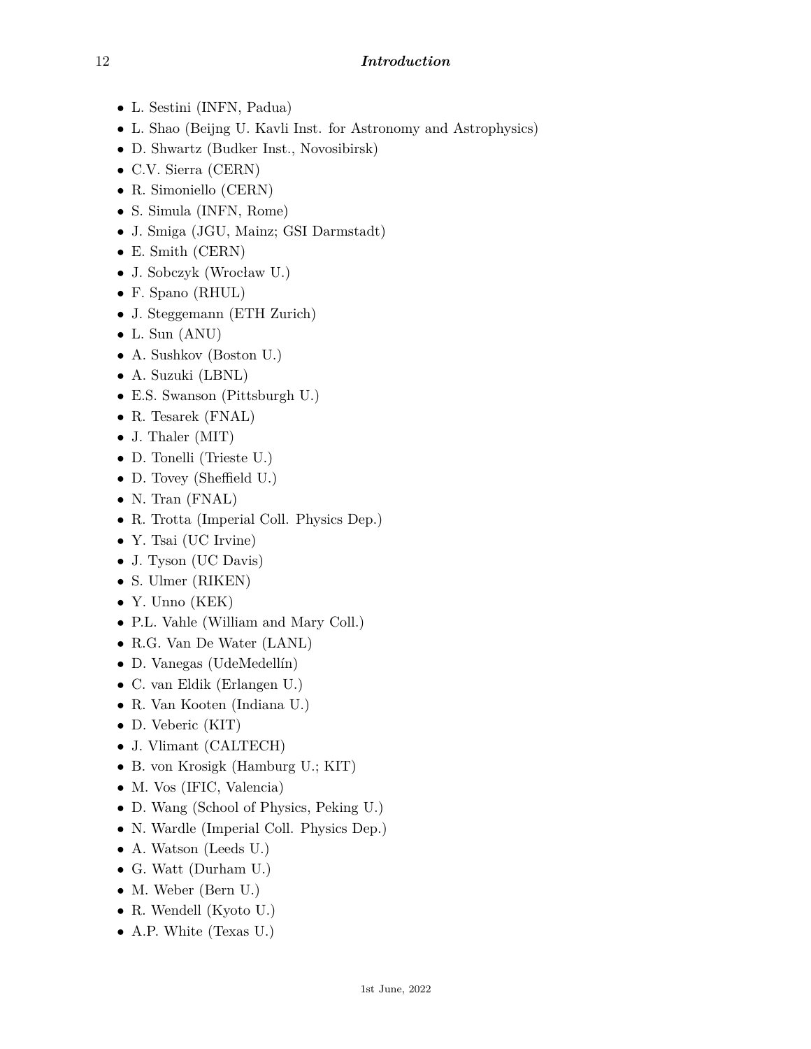- L. Sestini (INFN, Padua)
- L. Shao (Beijng U. Kavli Inst. for Astronomy and Astrophysics)
- D. Shwartz (Budker Inst., Novosibirsk)
- C.V. Sierra (CERN)
- R. Simoniello (CERN)
- S. Simula (INFN, Rome)
- J. Smiga (JGU, Mainz; GSI Darmstadt)
- E. Smith (CERN)
- J. Sobczyk (Wrocław U.)
- F. Spano (RHUL)
- J. Steggemann (ETH Zurich)
- L. Sun (ANU)
- A. Sushkov (Boston U.)
- A. Suzuki (LBNL)
- E.S. Swanson (Pittsburgh U.)
- R. Tesarek (FNAL)
- J. Thaler (MIT)
- D. Tonelli (Trieste U.)
- D. Tovey (Sheffield U.)
- N. Tran (FNAL)
- R. Trotta (Imperial Coll. Physics Dep.)
- Y. Tsai (UC Irvine)
- J. Tyson (UC Davis)
- S. Ulmer (RIKEN)
- Y. Unno (KEK)
- P.L. Vahle (William and Mary Coll.)
- R.G. Van De Water (LANL)
- D. Vanegas (UdeMedellín)
- C. van Eldik (Erlangen U.)
- R. Van Kooten (Indiana U.)
- D. Veberic (KIT)
- J. Vlimant (CALTECH)
- B. von Krosigk (Hamburg U.; KIT)
- M. Vos (IFIC, Valencia)
- D. Wang (School of Physics, Peking U.)
- N. Wardle (Imperial Coll. Physics Dep.)
- A. Watson (Leeds U.)
- G. Watt (Durham U.)
- M. Weber (Bern U.)
- R. Wendell (Kyoto U.)
- A.P. White (Texas U.)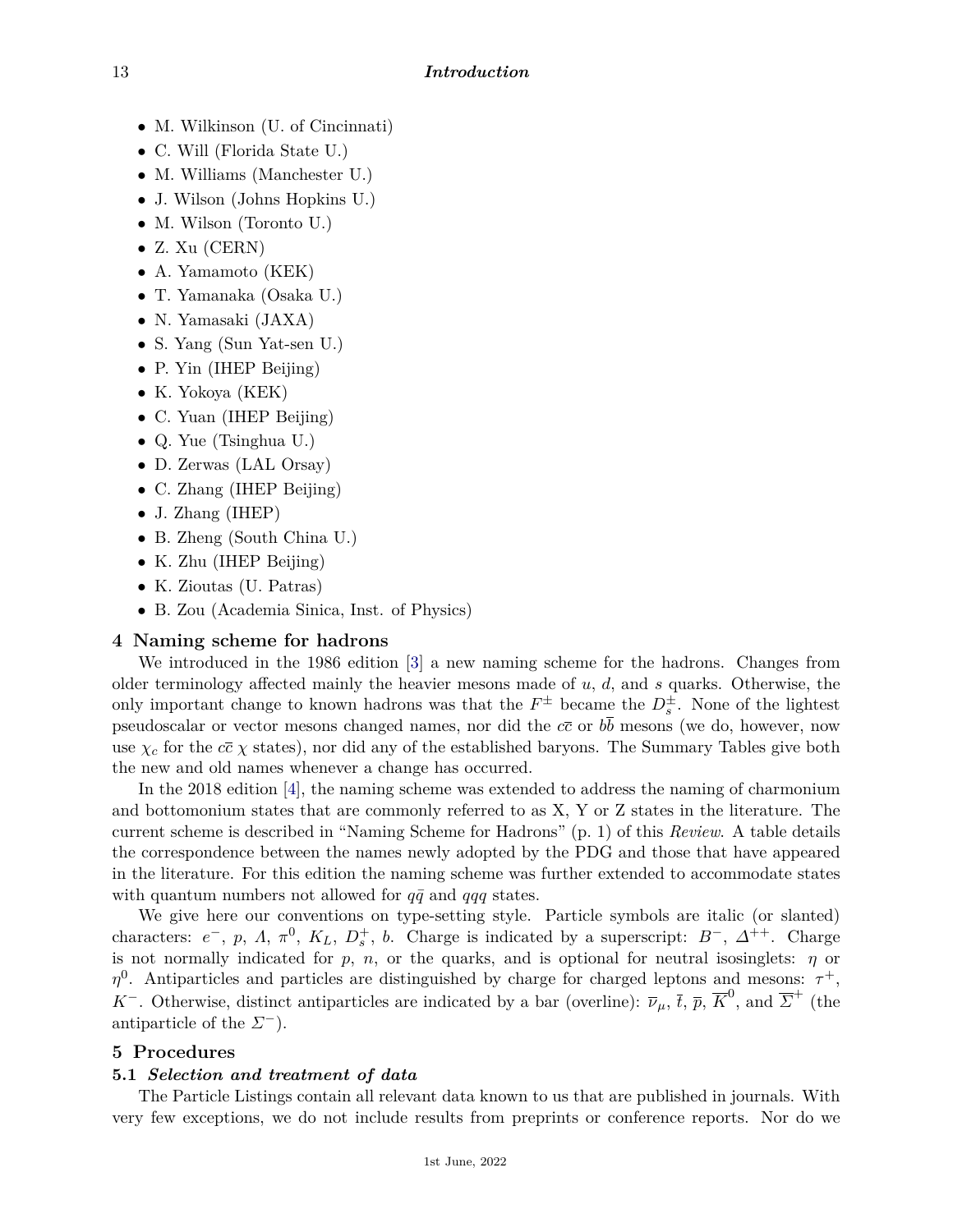- M. Wilkinson (U. of Cincinnati)
- C. Will (Florida State U.)
- M. Williams (Manchester U.)
- J. Wilson (Johns Hopkins U.)
- M. Wilson (Toronto U.)
- Z. Xu (CERN)
- A. Yamamoto (KEK)
- T. Yamanaka (Osaka U.)
- N. Yamasaki (JAXA)
- S. Yang (Sun Yat-sen U.)
- P. Yin (IHEP Beijing)
- K. Yokoya (KEK)
- C. Yuan (IHEP Beijing)
- Q. Yue (Tsinghua U.)
- D. Zerwas (LAL Orsay)
- C. Zhang (IHEP Beijing)
- J. Zhang (IHEP)
- B. Zheng (South China U.)
- K. Zhu (IHEP Beijing)
- K. Zioutas (U. Patras)
- B. Zou (Academia Sinica, Inst. of Physics)

## 4 Naming scheme for hadrons

We introduced in the 1986 edition [3] a new naming scheme for the hadrons. Changes from older terminology affected mainly the heavier mesons made of $u$, $d$, and $s$ quarks. Otherwise, the only important change to known hadrons was that the $F^{\pm}$ became the $D_s^{\pm}$. None of the lightest pseudoscalar or vector mesons changed names, nor did the $c\overline{c}$ or $b\overline{b}$ mesons (we do, however, now use $\chi_c$ for the $c\overline{c}$ $\chi$ states), nor did any of the established baryons. The Summary Tables give both the new and old names whenever a change has occurred.

In the 2018 edition [4], the naming scheme was extended to address the naming of charmonium and bottomonium states that are commonly referred to as X, Y or Z states in the literature. The current scheme is described in "Naming Scheme for Hadrons" (p. 1) of this *Review*. A table details the correspondence between the names newly adopted by the PDG and those that have appeared in the literature. For this edition the naming scheme was further extended to accommodate states with quantum numbers not allowed for $q\bar{q}$ and $qqq$ states.

We give here our conventions on type-setting style. Particle symbols are italic (or slanted) characters: $e^-$, $p$, $\Lambda$, $\pi^0$, $K_L$, $D_s^+$, $b$. Charge is indicated by a superscript: $B^-$, $\Delta^{++}$. Charge is not normally indicated for $p$, $n$, or the quarks, and is optional for neutral isosinglets: $\eta$ or $\eta^0$. Antiparticles and particles are distinguished by charge for charged leptons and mesons: $\tau^+$, $K^-$. Otherwise, distinct antiparticles are indicated by a bar (overline): $\overline{\nu}_\mu$, $\overline{t}$, $\overline{p}$, $\overline{K}^0$, and $\overline{\Sigma}^+$ (the antiparticle of the $\Sigma^-$).

## 5 Procedures

### 5.1 *Selection and treatment of data*

The Particle Listings contain all relevant data known to us that are published in journals. With very few exceptions, we do not include results from preprints or conference reports. Nor do we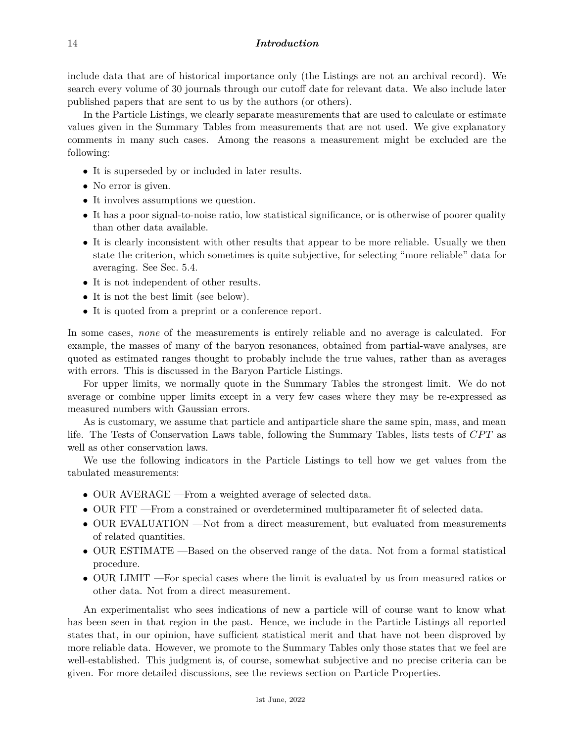include data that are of historical importance only (the Listings are not an archival record). We search every volume of 30 journals through our cutoff date for relevant data. We also include later published papers that are sent to us by the authors (or others).

In the Particle Listings, we clearly separate measurements that are used to calculate or estimate values given in the Summary Tables from measurements that are not used. We give explanatory comments in many such cases. Among the reasons a measurement might be excluded are the following:

- It is superseded by or included in later results.
- No error is given.
- It involves assumptions we question.
- It has a poor signal-to-noise ratio, low statistical significance, or is otherwise of poorer quality than other data available.
- It is clearly inconsistent with other results that appear to be more reliable. Usually we then state the criterion, which sometimes is quite subjective, for selecting "more reliable" data for averaging. See Sec. 5.4.
- It is not independent of other results.
- It is not the best limit (see below).
- It is quoted from a preprint or a conference report.

In some cases, *none* of the measurements is entirely reliable and no average is calculated. For example, the masses of many of the baryon resonances, obtained from partial-wave analyses, are quoted as estimated ranges thought to probably include the true values, rather than as averages with errors. This is discussed in the Baryon Particle Listings.

For upper limits, we normally quote in the Summary Tables the strongest limit. We do not average or combine upper limits except in a very few cases where they may be re-expressed as measured numbers with Gaussian errors.

As is customary, we assume that particle and antiparticle share the same spin, mass, and mean life. The Tests of Conservation Laws table, following the Summary Tables, lists tests of $CPT$ as well as other conservation laws.

We use the following indicators in the Particle Listings to tell how we get values from the tabulated measurements:

- OUR AVERAGE —From a weighted average of selected data.
- OUR FIT —From a constrained or overdetermined multiparameter fit of selected data.
- OUR EVALUATION —Not from a direct measurement, but evaluated from measurements of related quantities.
- OUR ESTIMATE —Based on the observed range of the data. Not from a formal statistical procedure.
- OUR LIMIT —For special cases where the limit is evaluated by us from measured ratios or other data. Not from a direct measurement.

An experimentalist who sees indications of new a particle will of course want to know what has been seen in that region in the past. Hence, we include in the Particle Listings all reported states that, in our opinion, have sufficient statistical merit and that have not been disproved by more reliable data. However, we promote to the Summary Tables only those states that we feel are well-established. This judgment is, of course, somewhat subjective and no precise criteria can be given. For more detailed discussions, see the reviews section on Particle Properties.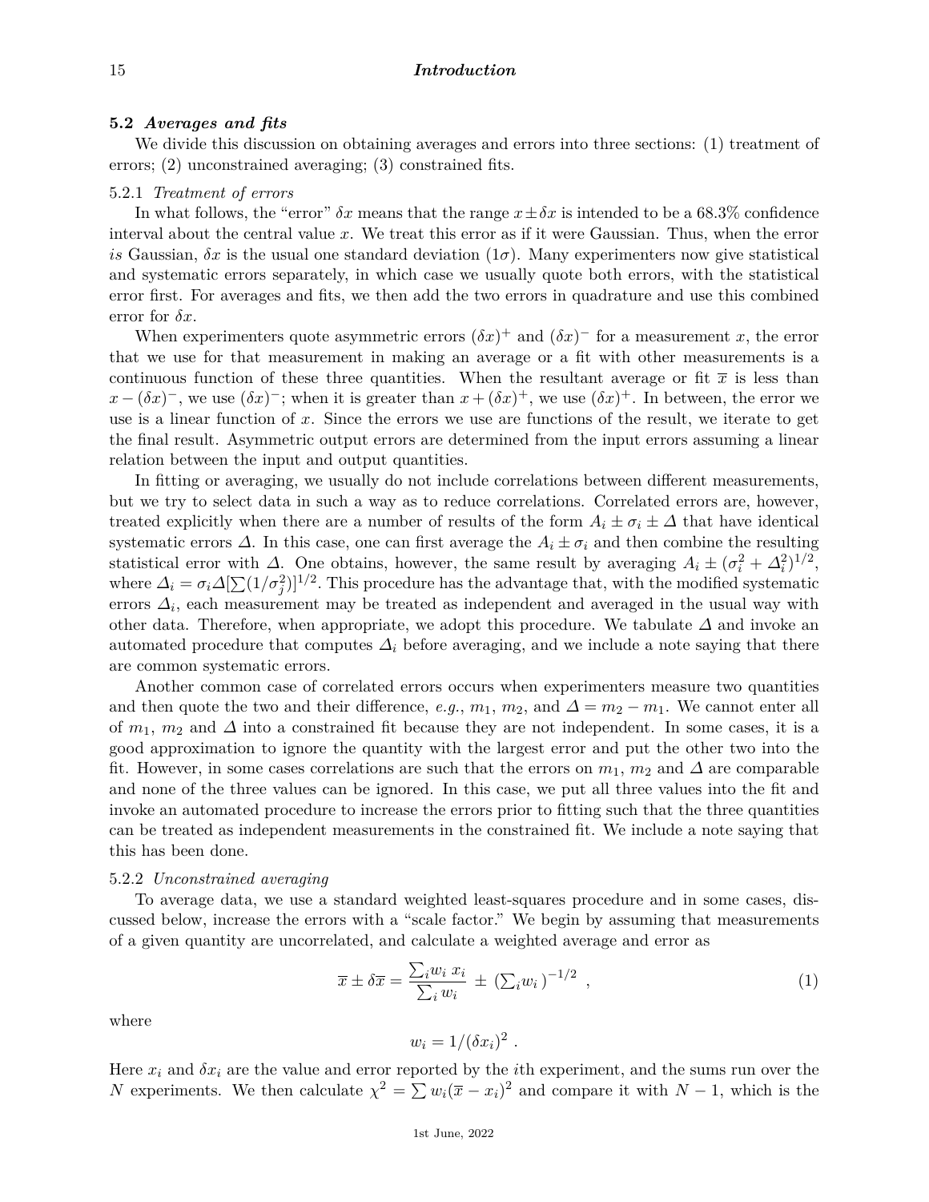### 5.2 *Averages and fits*

We divide this discussion on obtaining averages and errors into three sections: (1) treatment of errors; (2) unconstrained averaging; (3) constrained fits.

#### 5.2.1 *Treatment of errors*

In what follows, the "error" $\delta x$ means that the range $x \pm \delta x$ is intended to be a 68.3% confidence interval about the central value $x$. We treat this error as if it were Gaussian. Thus, when the error *is* Gaussian, $\delta x$ is the usual one standard deviation ($1\sigma$). Many experimenters now give statistical and systematic errors separately, in which case we usually quote both errors, with the statistical error first. For averages and fits, we then add the two errors in quadrature and use this combined error for $\delta x$.

When experimenters quote asymmetric errors $(\delta x)^+$ and $(\delta x)^-$ for a measurement $x$, the error that we use for that measurement in making an average or a fit with other measurements is a continuous function of these three quantities. When the resultant average or fit $\overline{x}$ is less than $x - (\delta x)^-$, we use $(\delta x)^-$; when it is greater than $x + (\delta x)^+$, we use $(\delta x)^+$. In between, the error we use is a linear function of $x$. Since the errors we use are functions of the result, we iterate to get the final result. Asymmetric output errors are determined from the input errors assuming a linear relation between the input and output quantities.

In fitting or averaging, we usually do not include correlations between different measurements, but we try to select data in such a way as to reduce correlations. Correlated errors are, however, treated explicitly when there are a number of results of the form $A_i \pm \sigma_i \pm \Delta$ that have identical systematic errors $\Delta$. In this case, one can first average the $A_i \pm \sigma_i$ and then combine the resulting statistical error with $\Delta$. One obtains, however, the same result by averaging $A_i \pm (\sigma_i^2 + \Delta_i^2)^{1/2}$, where $\Delta_i = \sigma_i \Delta [\sum (1/\sigma_j^2)]^{1/2}$. This procedure has the advantage that, with the modified systematic errors $\Delta_i$, each measurement may be treated as independent and averaged in the usual way with other data. Therefore, when appropriate, we adopt this procedure. We tabulate $\Delta$ and invoke an automated procedure that computes $\Delta_i$ before averaging, and we include a note saying that there are common systematic errors.

Another common case of correlated errors occurs when experimenters measure two quantities and then quote the two and their difference, *e.g.*, $m_1$, $m_2$, and $\Delta = m_2 - m_1$. We cannot enter all of $m_1$, $m_2$ and $\Delta$ into a constrained fit because they are not independent. In some cases, it is a good approximation to ignore the quantity with the largest error and put the other two into the fit. However, in some cases correlations are such that the errors on $m_1$, $m_2$ and $\Delta$ are comparable and none of the three values can be ignored. In this case, we put all three values into the fit and invoke an automated procedure to increase the errors prior to fitting such that the three quantities can be treated as independent measurements in the constrained fit. We include a note saying that this has been done.

#### 5.2.2 *Unconstrained averaging*

To average data, we use a standard weighted least-squares procedure and in some cases, discussed below, increase the errors with a "scale factor." We begin by assuming that measurements of a given quantity are uncorrelated, and calculate a weighted average and error as

$$\overline{x} \pm \delta\overline{x} = \frac{\sum_i w_i \, x_i}{\sum_i w_i} \pm \left(\sum_i w_i\right)^{-1/2} \quad , \tag{1}$$

where

$$w_i = 1/(\delta x_i)^2 \; .$$

Here $x_i$ and $\delta x_i$ are the value and error reported by the $i$th experiment, and the sums run over the $N$ experiments. We then calculate $\chi^2 = \sum w_i (\overline{x} - x_i)^2$ and compare it with $N - 1$, which is the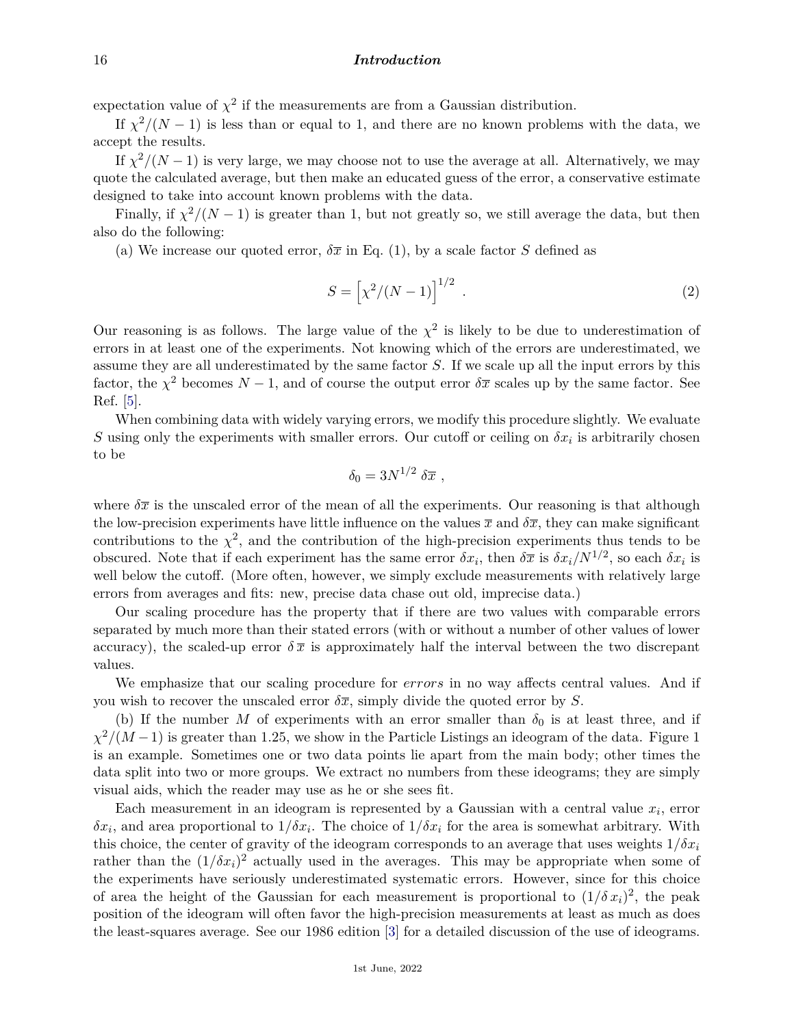expectation value of $\chi^2$ if the measurements are from a Gaussian distribution.

If $\chi^2/(N-1)$ is less than or equal to 1, and there are no known problems with the data, we accept the results.

If $\chi^2/(N-1)$ is very large, we may choose not to use the average at all. Alternatively, we may quote the calculated average, but then make an educated guess of the error, a conservative estimate designed to take into account known problems with the data.

Finally, if $\chi^2/(N-1)$ is greater than 1, but not greatly so, we still average the data, but then also do the following:

(a) We increase our quoted error, $\delta\overline{x}$ in Eq. (1), by a scale factor $S$ defined as

$$S = \left[\chi^2/(N-1)\right]^{1/2} \ . \tag{2}$$

Our reasoning is as follows. The large value of the $\chi^2$ is likely to be due to underestimation of errors in at least one of the experiments. Not knowing which of the errors are underestimated, we assume they are all underestimated by the same factor $S$. If we scale up all the input errors by this factor, the $\chi^2$ becomes $N-1$, and of course the output error $\delta\overline{x}$ scales up by the same factor. See Ref. [5].

When combining data with widely varying errors, we modify this procedure slightly. We evaluate $S$ using only the experiments with smaller errors. Our cutoff or ceiling on $\delta x_i$ is arbitrarily chosen to be

$$\delta_0 = 3N^{1/2}\ \delta\overline{x}\ ,$$

where $\delta\overline{x}$ is the unscaled error of the mean of all the experiments. Our reasoning is that although the low-precision experiments have little influence on the values $\overline{x}$ and $\delta\overline{x}$, they can make significant contributions to the $\chi^2$, and the contribution of the high-precision experiments thus tends to be obscured. Note that if each experiment has the same error $\delta x_i$, then $\delta\overline{x}$ is $\delta x_i/N^{1/2}$, so each $\delta x_i$ is well below the cutoff. (More often, however, we simply exclude measurements with relatively large errors from averages and fits: new, precise data chase out old, imprecise data.)

Our scaling procedure has the property that if there are two values with comparable errors separated by much more than their stated errors (with or without a number of other values of lower accuracy), the scaled-up error $\delta\,\overline{x}$ is approximately half the interval between the two discrepant values.

We emphasize that our scaling procedure for *errors* in no way affects central values. And if you wish to recover the unscaled error $\delta\overline{x}$, simply divide the quoted error by $S$.

(b) If the number $M$ of experiments with an error smaller than $\delta_0$ is at least three, and if $\chi^2/(M-1)$ is greater than 1.25, we show in the Particle Listings an ideogram of the data. Figure 1 is an example. Sometimes one or two data points lie apart from the main body; other times the data split into two or more groups. We extract no numbers from these ideograms; they are simply visual aids, which the reader may use as he or she sees fit.

Each measurement in an ideogram is represented by a Gaussian with a central value $x_i$, error $\delta x_i$, and area proportional to $1/\delta x_i$. The choice of $1/\delta x_i$ for the area is somewhat arbitrary. With this choice, the center of gravity of the ideogram corresponds to an average that uses weights $1/\delta x_i$ rather than the $(1/\delta x_i)^2$ actually used in the averages. This may be appropriate when some of the experiments have seriously underestimated systematic errors. However, since for this choice of area the height of the Gaussian for each measurement is proportional to $(1/\delta\,x_i)^2$, the peak position of the ideogram will often favor the high-precision measurements at least as much as does the least-squares average. See our 1986 edition [3] for a detailed discussion of the use of ideograms.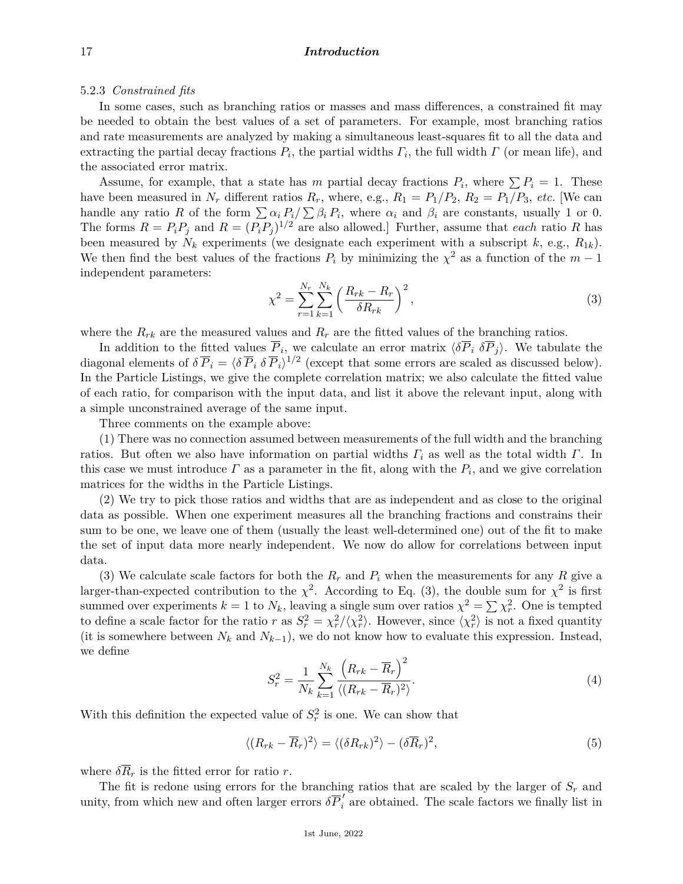#### 5.2.3 *Constrained fits*

In some cases, such as branching ratios or masses and mass differences, a constrained fit may be needed to obtain the best values of a set of parameters. For example, most branching ratios and rate measurements are analyzed by making a simultaneous least-squares fit to all the data and extracting the partial decay fractions $P_i$, the partial widths $\Gamma_i$, the full width $\Gamma$ (or mean life), and the associated error matrix.

Assume, for example, that a state has $m$ partial decay fractions $P_i$, where $\sum P_i = 1$. These have been measured in $N_r$ different ratios $R_r$, where, e.g., $R_1 = P_1/P_2$, $R_2 = P_1/P_3$, *etc.* [We can handle any ratio $R$ of the form $\sum \alpha_i P_i / \sum \beta_i P_i$, where $\alpha_i$ and $\beta_i$ are constants, usually 1 or 0. The forms $R = P_i P_j$ and $R = (P_i P_j)^{1/2}$ are also allowed.] Further, assume that *each* ratio $R$ has been measured by $N_k$ experiments (we designate each experiment with a subscript $k$, e.g., $R_{1k}$). We then find the best values of the fractions $P_i$ by minimizing the $\chi^2$ as a function of the $m-1$ independent parameters:

$$\chi^2 = \sum_{r=1}^{N_r} \sum_{k=1}^{N_k} \left( \frac{R_{rk} - R_r}{\delta R_{rk}} \right)^2 , \tag{3}$$

where the $R_{rk}$ are the measured values and $R_r$ are the fitted values of the branching ratios.

In addition to the fitted values $\overline{P}_i$, we calculate an error matrix $\langle \delta \overline{P}_i \; \delta \overline{P}_j \rangle$. We tabulate the diagonal elements of $\delta \overline{P}_i = \langle \delta \overline{P}_i \; \delta \overline{P}_i \rangle^{1/2}$ (except that some errors are scaled as discussed below). In the Particle Listings, we give the complete correlation matrix; we also calculate the fitted value of each ratio, for comparison with the input data, and list it above the relevant input, along with a simple unconstrained average of the same input.

Three comments on the example above:

(1) There was no connection assumed between measurements of the full width and the branching ratios. But often we also have information on partial widths $\Gamma_i$ as well as the total width $\Gamma$. In this case we must introduce $\Gamma$ as a parameter in the fit, along with the $P_i$, and we give correlation matrices for the widths in the Particle Listings.

(2) We try to pick those ratios and widths that are as independent and as close to the original data as possible. When one experiment measures all the branching fractions and constrains their sum to be one, we leave one of them (usually the least well-determined one) out of the fit to make the set of input data more nearly independent. We now do allow for correlations between input data.

(3) We calculate scale factors for both the $R_r$ and $P_i$ when the measurements for any $R$ give a larger-than-expected contribution to the $\chi^2$. According to Eq. (3), the double sum for $\chi^2$ is first summed over experiments $k = 1$ to $N_k$, leaving a single sum over ratios $\chi^2 = \sum \chi_r^2$. One is tempted to define a scale factor for the ratio $r$ as $S_r^2 = \chi_r^2 / \langle \chi_r^2 \rangle$. However, since $\langle \chi_r^2 \rangle$ is not a fixed quantity (it is somewhere between $N_k$ and $N_{k-1}$), we do not know how to evaluate this expression. Instead, we define

$$S_r^2 = \frac{1}{N_k} \sum_{k=1}^{N_k} \frac{\left( R_{rk} - \overline{R}_r \right)^2}{\langle (R_{rk} - \overline{R}_r)^2 \rangle} . \tag{4}$$

With this definition the expected value of $S_r^2$ is one. We can show that

$$\langle (R_{rk} - \overline{R}_r)^2 \rangle = \langle (\delta R_{rk})^2 \rangle - (\delta \overline{R}_r)^2 , \tag{5}$$

where $\delta \overline{R}_r$ is the fitted error for ratio $r$.

The fit is redone using errors for the branching ratios that are scaled by the larger of $S_r$ and unity, from which new and often larger errors $\delta \overline{P}_i^{\,\prime}$ are obtained. The scale factors we finally list in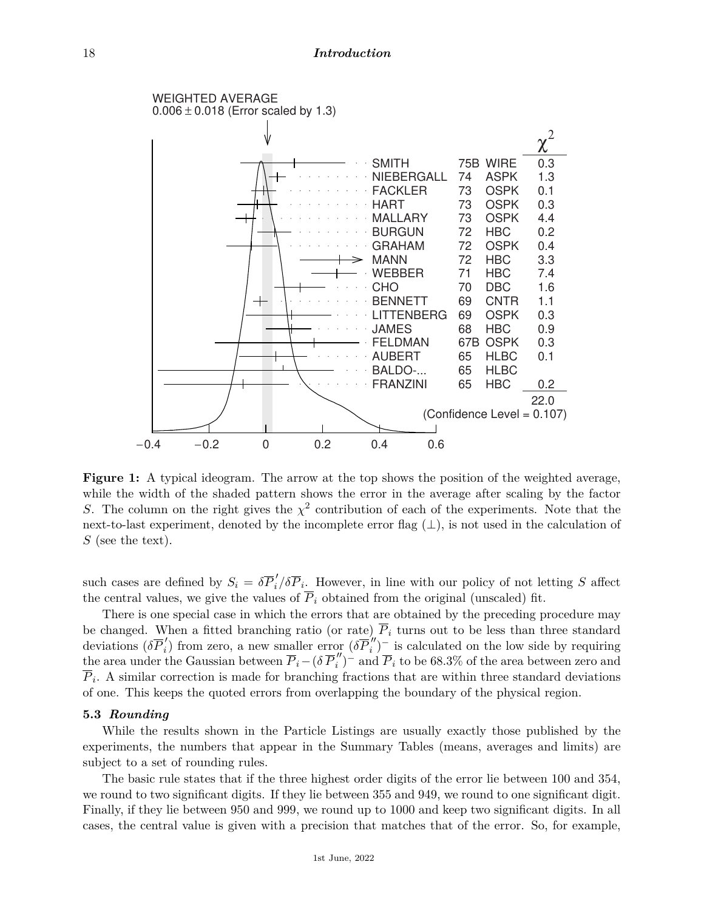WEIGHTED AVERAGE
0.006 ± 0.018 (Error scaled by 1.3)

| | | | $\chi^2$ |
|---|---|---|---|
| SMITH | 75B | WIRE | 0.3 |
| NIEBERGALL | 74 | ASPK | 1.3 |
| FACKLER | 73 | OSPK | 0.1 |
| HART | 73 | OSPK | 0.3 |
| MALLARY | 73 | OSPK | 4.4 |
| BURGUN | 72 | HBC | 0.2 |
| GRAHAM | 72 | OSPK | 0.4 |
| MANN | 72 | HBC | 3.3 |
| WEBBER | 71 | HBC | 7.4 |
| CHO | 70 | DBC | 1.6 |
| BENNETT | 69 | CNTR | 1.1 |
| LITTENBERG | 69 | OSPK | 0.3 |
| JAMES | 68 | HBC | 0.9 |
| FELDMAN | 67B | OSPK | 0.3 |
| AUBERT | 65 | HLBC | 0.1 |
| BALDO-... | 65 | HLBC | |
| FRANZINI | 65 | HBC | 0.2 |
| | | | 22.0 |

(Confidence Level = 0.107)

−0.4 −0.2 0 0.2 0.4 0.6

**Figure 1:** A typical ideogram. The arrow at the top shows the position of the weighted average, while the width of the shaded pattern shows the error in the average after scaling by the factor $S$. The column on the right gives the $\chi^2$ contribution of each of the experiments. Note that the next-to-last experiment, denoted by the incomplete error flag ($\perp$), is not used in the calculation of $S$ (see the text).

such cases are defined by $S_i = \delta\overline{P}_i'/\delta\overline{P}_i$. However, in line with our policy of not letting $S$ affect the central values, we give the values of $\overline{P}_i$ obtained from the original (unscaled) fit.

There is one special case in which the errors that are obtained by the preceding procedure may be changed. When a fitted branching ratio (or rate) $\overline{P}_i$ turns out to be less than three standard deviations ($\delta\overline{P}_i'$) from zero, a new smaller error $(\delta\overline{P}_i'')^-$ is calculated on the low side by requiring the area under the Gaussian between $\overline{P}_i - (\delta\,\overline{P}_i'')^-$ and $\overline{P}_i$ to be 68.3% of the area between zero and $\overline{P}_i$. A similar correction is made for branching fractions that are within three standard deviations of one. This keeps the quoted errors from overlapping the boundary of the physical region.

### 5.3 *Rounding*

While the results shown in the Particle Listings are usually exactly those published by the experiments, the numbers that appear in the Summary Tables (means, averages and limits) are subject to a set of rounding rules.

The basic rule states that if the three highest order digits of the error lie between 100 and 354, we round to two significant digits. If they lie between 355 and 949, we round to one significant digit. Finally, if they lie between 950 and 999, we round up to 1000 and keep two significant digits. In all cases, the central value is given with a precision that matches that of the error. So, for example,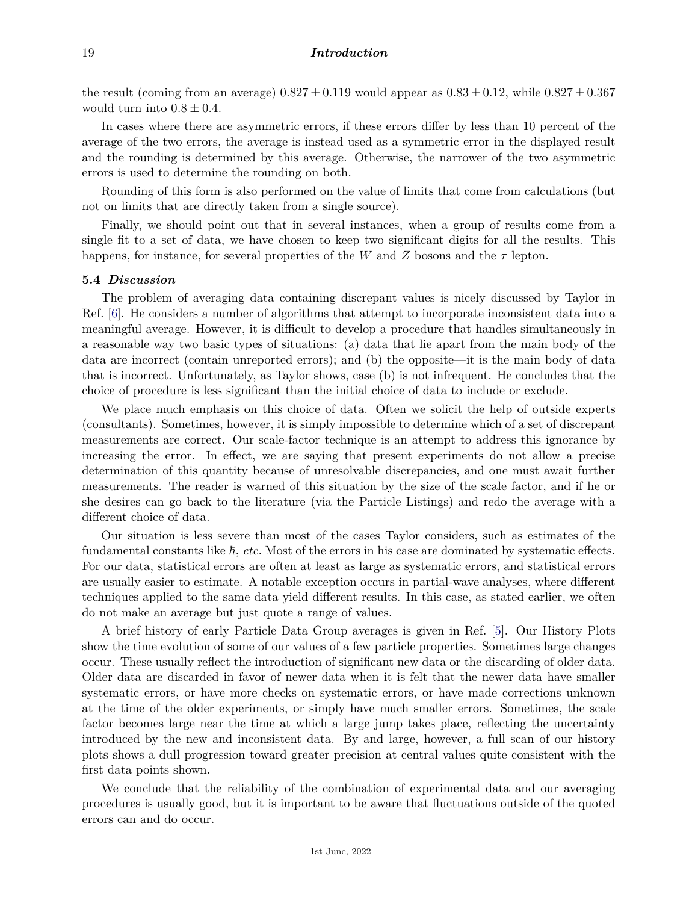the result (coming from an average) $0.827 \pm 0.119$ would appear as $0.83 \pm 0.12$, while $0.827 \pm 0.367$ would turn into $0.8 \pm 0.4$.

In cases where there are asymmetric errors, if these errors differ by less than 10 percent of the average of the two errors, the average is instead used as a symmetric error in the displayed result and the rounding is determined by this average. Otherwise, the narrower of the two asymmetric errors is used to determine the rounding on both.

Rounding of this form is also performed on the value of limits that come from calculations (but not on limits that are directly taken from a single source).

Finally, we should point out that in several instances, when a group of results come from a single fit to a set of data, we have chosen to keep two significant digits for all the results. This happens, for instance, for several properties of the $W$ and $Z$ bosons and the $\tau$ lepton.

### 5.4 *Discussion*

The problem of averaging data containing discrepant values is nicely discussed by Taylor in Ref. [6]. He considers a number of algorithms that attempt to incorporate inconsistent data into a meaningful average. However, it is difficult to develop a procedure that handles simultaneously in a reasonable way two basic types of situations: (a) data that lie apart from the main body of the data are incorrect (contain unreported errors); and (b) the opposite—it is the main body of data that is incorrect. Unfortunately, as Taylor shows, case (b) is not infrequent. He concludes that the choice of procedure is less significant than the initial choice of data to include or exclude.

We place much emphasis on this choice of data. Often we solicit the help of outside experts (consultants). Sometimes, however, it is simply impossible to determine which of a set of discrepant measurements are correct. Our scale-factor technique is an attempt to address this ignorance by increasing the error. In effect, we are saying that present experiments do not allow a precise determination of this quantity because of unresolvable discrepancies, and one must await further measurements. The reader is warned of this situation by the size of the scale factor, and if he or she desires can go back to the literature (via the Particle Listings) and redo the average with a different choice of data.

Our situation is less severe than most of the cases Taylor considers, such as estimates of the fundamental constants like $\hbar$, *etc.* Most of the errors in his case are dominated by systematic effects. For our data, statistical errors are often at least as large as systematic errors, and statistical errors are usually easier to estimate. A notable exception occurs in partial-wave analyses, where different techniques applied to the same data yield different results. In this case, as stated earlier, we often do not make an average but just quote a range of values.

A brief history of early Particle Data Group averages is given in Ref. [5]. Our History Plots show the time evolution of some of our values of a few particle properties. Sometimes large changes occur. These usually reflect the introduction of significant new data or the discarding of older data. Older data are discarded in favor of newer data when it is felt that the newer data have smaller systematic errors, or have more checks on systematic errors, or have made corrections unknown at the time of the older experiments, or simply have much smaller errors. Sometimes, the scale factor becomes large near the time at which a large jump takes place, reflecting the uncertainty introduced by the new and inconsistent data. By and large, however, a full scan of our history plots shows a dull progression toward greater precision at central values quite consistent with the first data points shown.

We conclude that the reliability of the combination of experimental data and our averaging procedures is usually good, but it is important to be aware that fluctuations outside of the quoted errors can and do occur.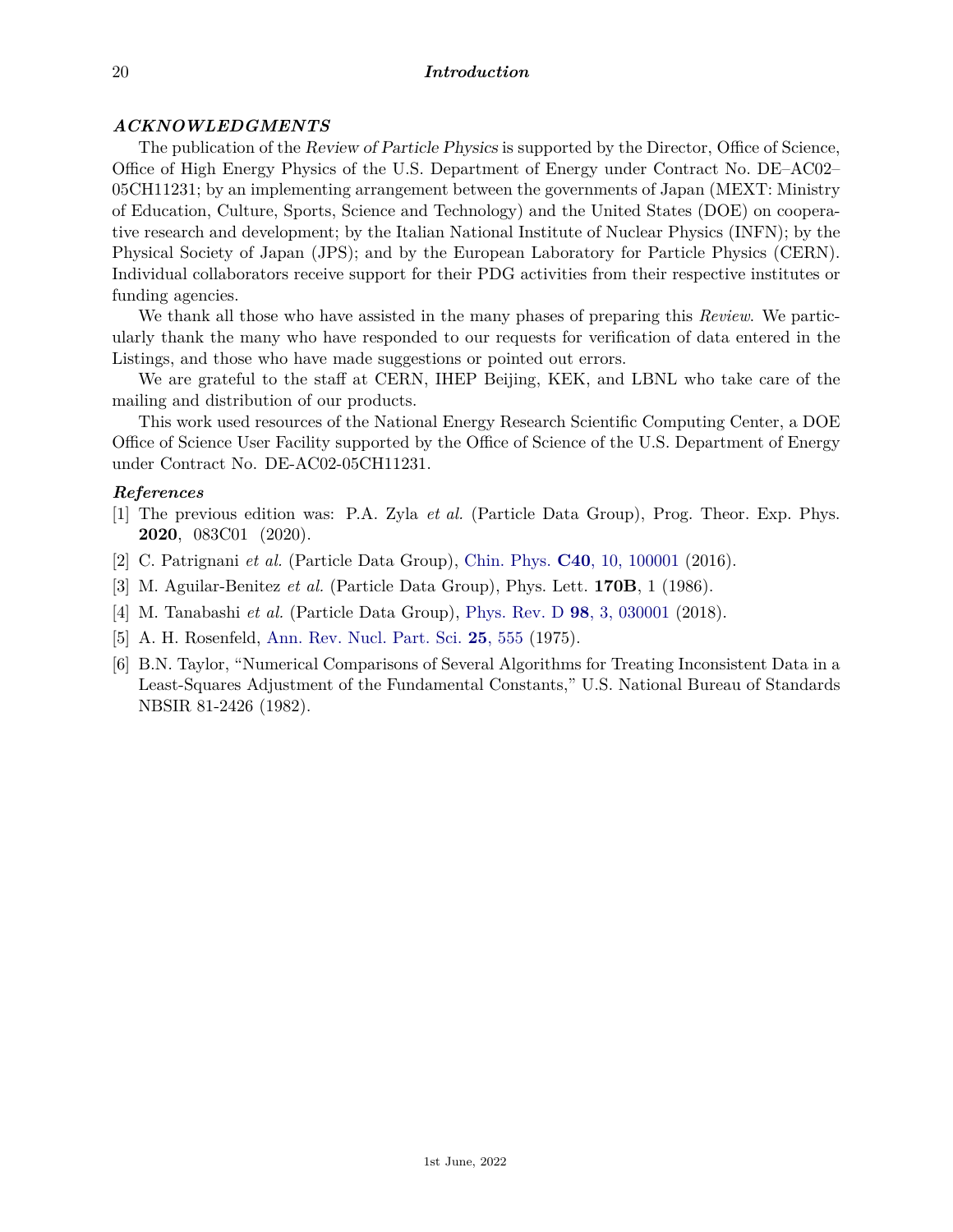## *ACKNOWLEDGMENTS*

The publication of the *Review of Particle Physics* is supported by the Director, Office of Science, Office of High Energy Physics of the U.S. Department of Energy under Contract No. DE–AC02–05CH11231; by an implementing arrangement between the governments of Japan (MEXT: Ministry of Education, Culture, Sports, Science and Technology) and the United States (DOE) on cooperative research and development; by the Italian National Institute of Nuclear Physics (INFN); by the Physical Society of Japan (JPS); and by the European Laboratory for Particle Physics (CERN). Individual collaborators receive support for their PDG activities from their respective institutes or funding agencies.

We thank all those who have assisted in the many phases of preparing this *Review*. We particularly thank the many who have responded to our requests for verification of data entered in the Listings, and those who have made suggestions or pointed out errors.

We are grateful to the staff at CERN, IHEP Beijing, KEK, and LBNL who take care of the mailing and distribution of our products.

This work used resources of the National Energy Research Scientific Computing Center, a DOE Office of Science User Facility supported by the Office of Science of the U.S. Department of Energy under Contract No. DE-AC02-05CH11231.

### *References*

[1] The previous edition was: P.A. Zyla *et al.* (Particle Data Group), Prog. Theor. Exp. Phys. **2020**, 083C01 (2020).

[2] C. Patrignani *et al.* (Particle Data Group), Chin. Phys. **C40**, 10, 100001 (2016).

[3] M. Aguilar-Benitez *et al.* (Particle Data Group), Phys. Lett. **170B**, 1 (1986).

[4] M. Tanabashi *et al.* (Particle Data Group), Phys. Rev. D **98**, 3, 030001 (2018).

[5] A. H. Rosenfeld, Ann. Rev. Nucl. Part. Sci. **25**, 555 (1975).

[6] B.N. Taylor, "Numerical Comparisons of Several Algorithms for Treating Inconsistent Data in a Least-Squares Adjustment of the Fundamental Constants," U.S. National Bureau of Standards NBSIR 81-2426 (1982).